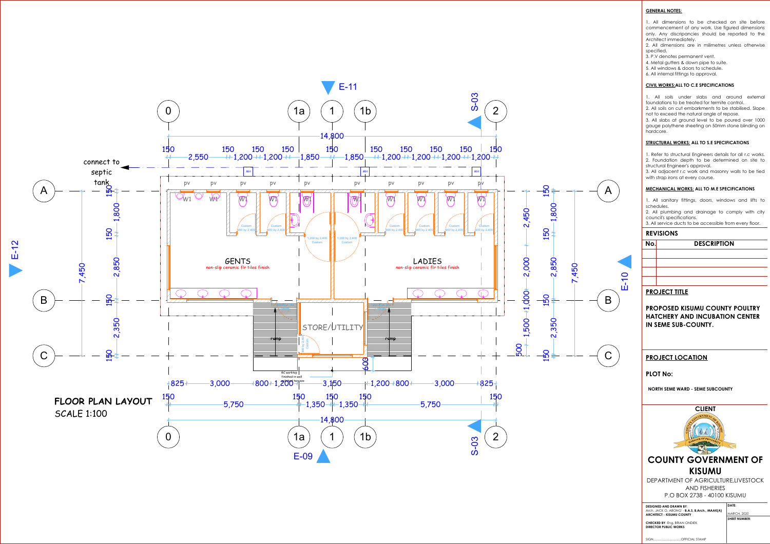## FLOOR PLAN LAYOUT

SCALE 1:100

GENTS
non-slip ceramic flr tiles finish

LADIES
non-slip ceramic flr tiles finish

STORE/UTILITY

connect to septic tank

ramp

RC worktop finished in well polished terrazzo

### GENERAL NOTES:

1. All dimensions to be checked on site before commencement of any work. Use figured dimensions only. Any discripancies should be reported to the Architect immediately.
2. All dimensions are in milimetres unless otherwise specified.
3. P.V denotes permanent vent.
4. Metal gutters & down pipe to suite.
5. All windows & doors to schedule.
6. All internal fittings to approval.

### CIVIL WORKS: ALL TO C.E SPECIFICATIONS

1. All soils under slabs and around external foundations to be treated for termite control.
2. All soils on cut embarkments to be stabilised. Slope not to exceed the natural angle of repose.
3. All slabs at ground level to be poured over 1000 gauge polythene sheeting on 50mm stone blinding on hardcore.

### STRUCTURAL WORKS: ALL TO S.E SPECIFICATIONS

1. Refer to structural Engineers details for all r.c works.
2. Foundation depth to be determined on site to structural Engineer's approval.
3. All adjacent r.c work and masonry walls to be tied with strap irons at every course.

### MECHANICAL WORKS: ALL TO M.E SPECIFICATIONS

1. All sanitary fittings, doors, windows and lifts to schedules.
2. All plumbing and drainage to comply with city council's specifications.
3. All service ducts to be accessible from every floor.

### REVISIONS

| No. | DESCRIPTION |
|---|---|
| | |
| | |
| | |
| | |

### PROJECT TITLE

PROPOSED KISUMU COUNTY POULTRY HATCHERY AND INCUBATION CENTER IN SEME SUB-COUNTY.

### PROJECT LOCATION

PLOT No:

NORTH SEME WARD - SEME SUBCOUNTY

### CLIENT

COUNTY GOVERNMENT OF KISUMU

DEPARTMENT OF AGRICULTURE,LIVESTOCK AND FISHERIES

P.O BOX 2738 - 40100 KISUMU

DESIGNED AND DRAWN BY:
Arch. JACK O. ABONG' - B.A.S, B.Arch., MAAK(A)
ARCHITECT - KISUMU COUNTY

CHECKED BY: Eng. BRIAN ONDIEK
DIRECTOR PUBLIC WORKS

SIGN:..........................OFFICIAL STAMP

DATE: MARCH, 2020

SHEET NUMBER: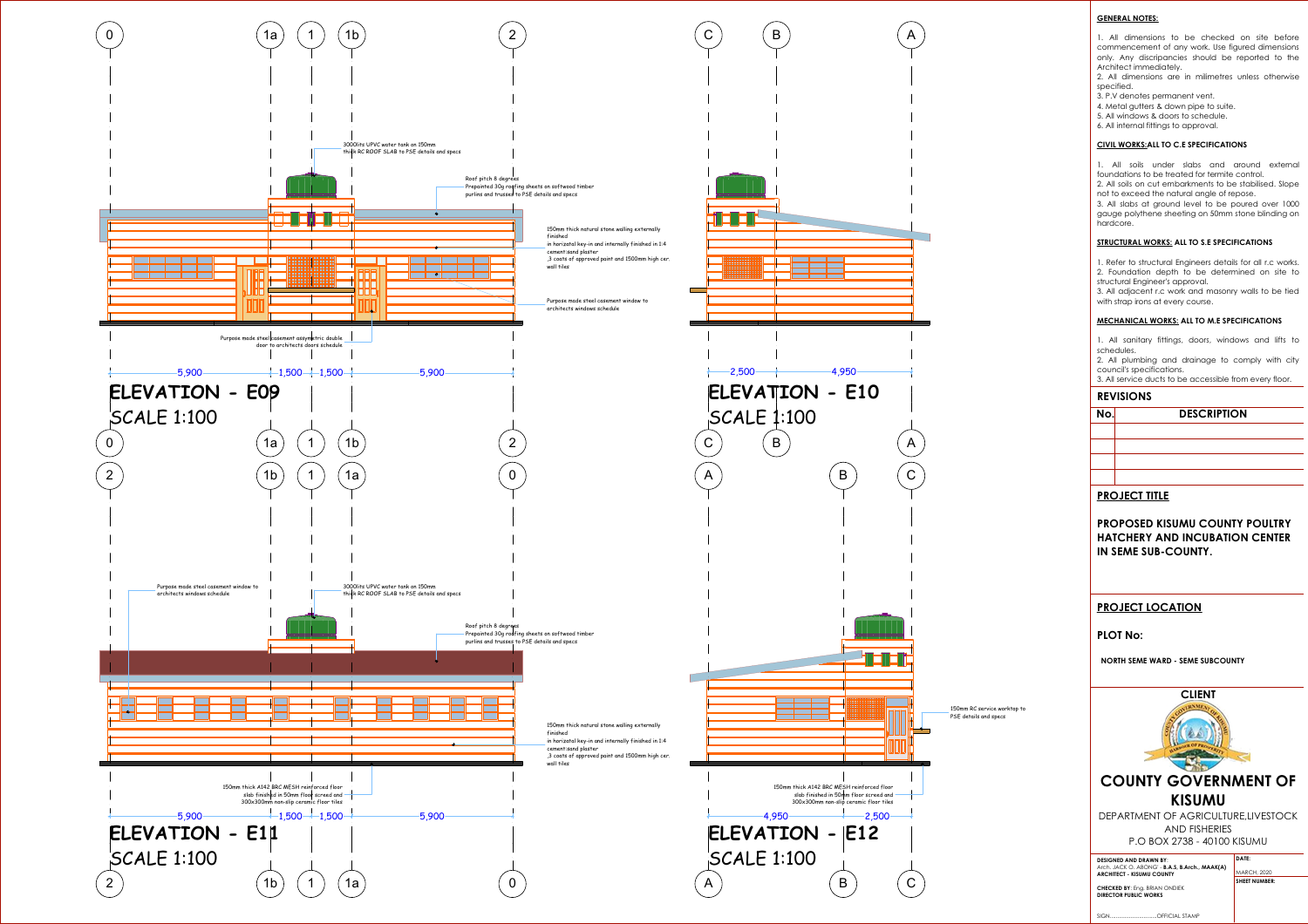## ELEVATION - E09

SCALE 1:100

Grid: 0, 1a, 1, 1b, 2

- 3000lits UPVC water tank on 150mm thick RC ROOF SLAB to PSE details and specs
- Roof pitch 8 degrees. Prepainted 30g roofing sheets on softwood timber purlins and trusses to PSE details and specs
- 150mm thick natural stone walling externally finished in horizontal key-in and internally finished in 1:4 cement:sand plaster ,3 coats of approved paint and 1500mm high cer. wall tiles
- Purpose made steel casement window to architects windows schedule
- Purpose made steel casement assymetric double door to architects doors schedule

Dimensions: 5,900 — 1,500 — 1,500 — 5,900

## ELEVATION - E10

SCALE 1:100

Grid: C, B, A

Dimensions: 2,500 — 4,950

## ELEVATION - E11

SCALE 1:100

Grid: 2, 1b, 1, 1a, 0

- Purpose made steel casement window to architects windows schedule
- 3000lits UPVC water tank on 150mm thick RC ROOF SLAB to PSE details and specs
- Roof pitch 8 degrees. Prepainted 30g roofing sheets on softwood timber purlins and trusses to PSE details and specs
- 150mm thick natural stone walling externally finished in horizontal key-in and internally finished in 1:4 cement:sand plaster ,3 coats of approved paint and 1500mm high cer. wall tiles
- 150mm thick A142 BRC MESH reinforced floor slab finished in 50mm floor screed and 300x300mm non-slip ceramic floor tiles

Dimensions: 5,900 — 1,500 — 1,500 — 5,900

## ELEVATION - E12

SCALE 1:100

Grid: A, B, C

- 150mm RC service worktop to PSE details and specs
- 150mm thick A142 BRC MESH reinforced floor slab finished in 50mm floor screed and 300x300mm non-slip ceramic floor tiles

Dimensions: 4,950 — 2,500

---

### GENERAL NOTES:

1. All dimensions to be checked on site before commencement of any work. Use figured dimensions only. Any discripancies should be reported to the Architect immediately.
2. All dimensions are in milimetres unless otherwise specified.
3. P.V denotes permanent vent.
4. Metal gutters & down pipe to suite.
5. All windows & doors to schedule.
6. All internal fittings to approval.

### CIVIL WORKS: ALL TO C.E SPECIFICATIONS

1. All soils under slabs and around external foundations to be treated for termite control.
2. All soils on cut embarkments to be stabilised. Slope not to exceed the natural angle of repose.
3. All slabs at ground level to be poured over 1000 gauge polythene sheeting on 50mm stone blinding on hardcore.

### STRUCTURAL WORKS: ALL TO S.E SPECIFICATIONS

1. Refer to structural Engineers details for all r.c works.
2. Foundation depth to be determined on site to structural Engineer's approval.
3. All adjacent r.c work and masonry walls to be tied with strap irons at every course.

### MECHANICAL WORKS: ALL TO M.E SPECIFICATIONS

1. All sanitary fittings, doors, windows and lifts to schedules.
2. All plumbing and drainage to comply with city council's specifications.
3. All service ducts to be accessible from every floor.

### REVISIONS

| No. | DESCRIPTION |
|---|---|
| | |
| | |
| | |
| | |

### PROJECT TITLE

**PROPOSED KISUMU COUNTY POULTRY HATCHERY AND INCUBATION CENTER IN SEME SUB-COUNTY.**

### PROJECT LOCATION

**PLOT No:**

**NORTH SEME WARD - SEME SUBCOUNTY**

### CLIENT

## COUNTY GOVERNMENT OF KISUMU

DEPARTMENT OF AGRICULTURE,LIVESTOCK AND FISHERIES

P.O BOX 2738 - 40100 KISUMU

**DESIGNED AND DRAWN BY**: Arch. JACK O. ABONG' - **B.A.S, B.Arch., MAAK(A)** **ARCHITECT - KISUMU COUNTY**

**DATE:** MARCH, 2020

**CHECKED BY**: Eng. BRIAN ONDIEK **DIRECTOR PUBLIC WORKS**

**SHEET NUMBER:**

SIGN.............................OFFICIAL STAMP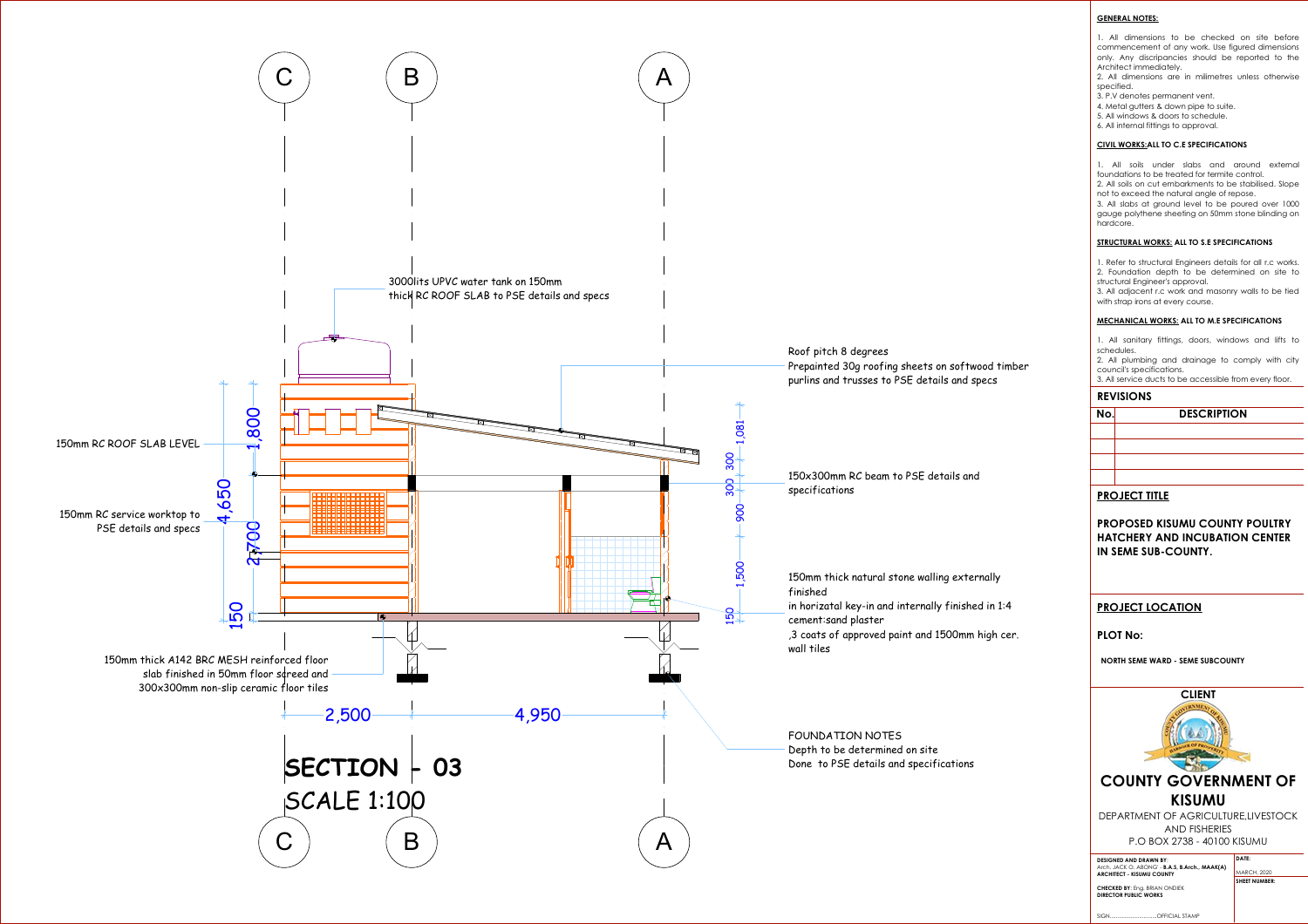C B A

3000lits UPVC water tank on 150mm thick RC ROOF SLAB to PSE details and specs

Roof pitch 8 degrees
Prepainted 30g roofing sheets on softwood timber purlins and trusses to PSE details and specs

150mm RC ROOF SLAB LEVEL

150x300mm RC beam to PSE details and specifications

150mm RC service worktop to PSE details and specs

150mm thick natural stone walling externally finished
in horizatal key-in and internally finished in 1:4 cement:sand plaster
,3 coats of approved paint and 1500mm high cer. wall tiles

150mm thick A142 BRC MESH reinforced floor slab finished in 50mm floor screed and 300x300mm non-slip ceramic floor tiles

1,800 4,650 2,700 150

1,081 300 300 900 1,500 150

2,500 4,950

FOUNDATION NOTES
Depth to be determined on site
Done to PSE details and specifications

# SECTION - 03

SCALE 1:100

C B A

**GENERAL NOTES:**

1. All dimensions to be checked on site before commencement of any work. Use figured dimensions only. Any discripancies should be reported to the Architect immediately.
2. All dimensions are in milimetres unless otherwise specified.
3. P.V denotes permanent vent.
4. Metal gutters & down pipe to suite.
5. All windows & doors to schedule.
6. All internal fittings to approval.

**CIVIL WORKS: ALL TO C.E SPECIFICATIONS**

1. All soils under slabs and around external foundations to be treated for termite control.
2. All soils on cut embarkments to be stabilised. Slope not to exceed the natural angle of repose.
3. All slabs at ground level to be poured over 1000 gauge polythene sheeting on 50mm stone blinding on hardcore.

**STRUCTURAL WORKS: ALL TO S.E SPECIFICATIONS**

1. Refer to structural Engineers details for all r.c works.
2. Foundation depth to be determined on site to structural Engineer's approval.
3. All adjacent r.c work and masonry walls to be tied with strap irons at every course.

**MECHANICAL WORKS: ALL TO M.E SPECIFICATIONS**

1. All sanitary fittings, doors, windows and lifts to schedules.
2. All plumbing and drainage to comply with city council's specifications.
3. All service ducts to be accessible from every floor.

**REVISIONS**

| No. | DESCRIPTION |
|---|---|
| | |
| | |
| | |
| | |

**PROJECT TITLE**

**PROPOSED KISUMU COUNTY POULTRY HATCHERY AND INCUBATION CENTER IN SEME SUB-COUNTY.**

**PROJECT LOCATION**

**PLOT No:**

**NORTH SEME WARD - SEME SUBCOUNTY**

**CLIENT**

**COUNTY GOVERNMENT OF KISUMU**

DEPARTMENT OF AGRICULTURE,LIVESTOCK AND FISHERIES
P.O BOX 2738 - 40100 KISUMU

**DESIGNED AND DRAWN BY:**
Arch. JACK O. ABONG' - B.A.S, B.Arch., MAAK(A)
**ARCHITECT - KISUMU COUNTY**

**DATE:** MARCH, 2020

**SHEET NUMBER:**

**CHECKED BY**: Eng. BRIAN ONDIEK
**DIRECTOR PUBLIC WORKS**

SIGN..........................OFFICIAL STAMP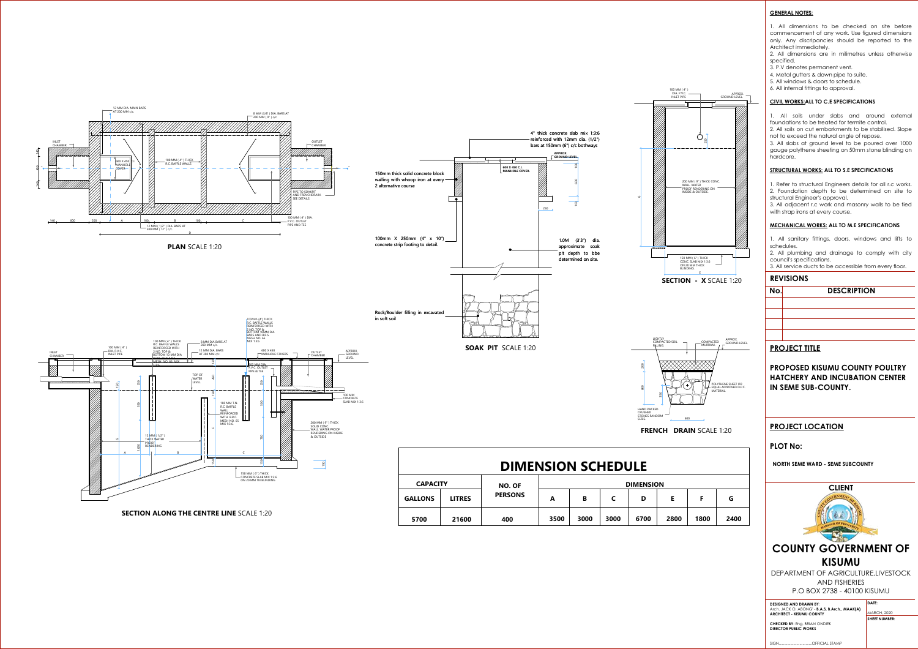## GENERAL NOTES:

1. All dimensions to be checked on site before commencement of any work. Use figured dimensions only. Any discripancies should be reported to the Architect immediately.
2. All dimensions are in milimetres unless otherwise specified.
3. P.V denotes permanent vent.
4. Metal gutters & down pipe to suite.
5. All windows & doors to schedule.
6. All internal fittings to approval.

## CIVIL WORKS:ALL TO C.E SPECIFICATIONS

1. All soils under slabs and around external foundations to be treated for termite control.
2. All soils on cut embarkments to be stabilised. Slope not to exceed the natural angle of repose.
3. All slabs at ground level to be poured over 1000 gauge polythene sheeting on 50mm stone blinding on hardcore.

## STRUCTURAL WORKS: ALL TO S.E SPECIFICATIONS

1. Refer to structural Engineers details for all r.c works.
2. Foundation depth to be determined on site to structural Engineer's approval.
3. All adjacent r.c work and masonry walls to be tied with strap irons at every course.

## MECHANICAL WORKS: ALL TO M.E SPECIFICATIONS

1. All sanitary fittings, doors, windows and lifts to schedules.
2. All plumbing and drainage to comply with city council's specifications.
3. All service ducts to be accessible from every floor.

## REVISIONS

| No. | DESCRIPTION |
| --- | --- |
| | |
| | |
| | |
| | |

## PROJECT TITLE

**PROPOSED KISUMU COUNTY POULTRY HATCHERY AND INCUBATION CENTER IN SEME SUB-COUNTY.**

## PROJECT LOCATION

**PLOT No:**

**NORTH SEME WARD - SEME SUBCOUNTY**

**CLIENT**

# COUNTY GOVERNMENT OF KISUMU

DEPARTMENT OF AGRICULTURE,LIVESTOCK AND FISHERIES
P.O BOX 2738 - 40100 KISUMU

**DESIGNED AND DRAWN BY**: Arch. JACK O. ABONG' - **B.A.S, B.Arch., MAAK(A)** **ARCHITECT - KISUMU COUNTY**

**DATE:** MARCH, 2020

**CHECKED BY**: Eng. BRIAN ONDIEK **DIRECTOR PUBLIC WORKS**

**SHEET NUMBER:**

SIGN..........................OFFICIAL STAMP

---

**PLAN** SCALE 1:20

12 MM DIA. MAIN BARS AT 200 MM c/c
8 MM (3/8" ) DIA. BARS AT 200 MM (8" ) c/c
INLET CHAMBER
600 X 450 C.I. MANHOLE COVER
100 MM ( 4" ) THICK R.C BAFFLE WALLS
OUTLET CHAMBER
PIPE TO SOAKPIT AND FRENCHDRAIN. SEE DETAILS
100 MM ( 4" ) DIA. P.V.C. OUTLET PIPE AND TEE
12 MM ( 1/2" ) DIA. BARS AT 300 MM ( 12" ) c/c
140 600 200 A 100 B 100 C D

**SECTION ALONG THE CENTRE LINE** SCALE 1:20

INLET CHAMBER
100 MM ( 4" ) DIA. P.V.C. INLET PIPE
100 MM ( 4" ) THICK R.C. BAFFLE WALLS REINFORCED WITH 2 NO. TOP & BOTTOM 10 MM DIA BARS AND B.R.C. MESH NO. 65 MIX 1:3:6
8 MM DIA BARS AT 200 MM c/c
12 MM DIA. BARS AT 300 MM c/c
100mm (4") THICK R.C. BAFFLE WALLS REINFORCED WITH 2 NO. TOP & BOTTOM 10MM DIA BARS AND B.R.S. MESH NO. 65 MIX 1:3:6
600 X 450 MANHOLE COVERS
OUTLET CHAMBER
APPROX. GROUND LEVEL
TOP OF WATER LEVEL
100 MM DIA. P.V.C. OUTLET PIPE & TEE
100 MM CONCRETE SLAB MIX 1:3:6
100 MM TH. R.C BAFFLE WALL REINFORCED WITH B.R.C. MESH NO. 65 MIX 1:3:6
200 MM ( 8" ) THICK SOLID CONC. WALL. WATER PROOF RENDERING ON INSIDE & OUTSIDE
12 MM ( 1/2" ) THICK WATER PROOF RENDERING
150 MM ( 6" ) THICK CONCRETE SLAB MIX 1:3:6 ON 20 MM TH BLINDING
A B C G F

**SOAK PIT** SCALE 1:20

4" thick concrete slab mix 1:3:6 reinforced with 12mm dia. (1/2") bars at 150mm (6") c/c bothways
600 X 450 C.I. MANHOLE COVER.
APPROX. GROUND LEVEL
150mm thick solid concrete block walling with whoop iron at every 2 alternative course
100mm X 250mm (4" x 10") concrete strip footing to detail.
1.0M (3'3") dia. approximate soak pit depth to bbe determined on site.
Rock/Boulder filling in excavated in soft soil
250

**SECTION - X** SCALE 1:20

100 MM ( 4" ) DIA. P.V.C INLET PIPE
APPROX. GROUND LEVEL
200 MM ( 8" ) THICK CONC. WALL. WATER PROOF RENDERING ON INSIDE & OUTSIDE
150 MM ( 6" ) THICK CONC. SLAB MIX 1:3:6 ON 20 MM THICK BLINDING
G E

**FRENCH DRAIN** SCALE 1:20

LIGHTLY COMPACTED SOIL FILLING.
COMPACTED MURRAM.
APPROX. GROUND LEVEL
POLYTHENE SHEET OR EQUAL APPROVED D.P.C. MATERIAL
HAND PACKED CRUSHED STONES RANDOM SIZES
600

## DIMENSION SCHEDULE

| CAPACITY | | NO. OF PERSONS | DIMENSION | | | | | | |
| --- | --- | --- | --- | --- | --- | --- | --- | --- | --- |
| GALLONS | LITRES | | A | B | C | D | E | F | G |
| 5700 | 21600 | 400 | 3500 | 3000 | 3000 | 6700 | 2800 | 1800 | 2400 |